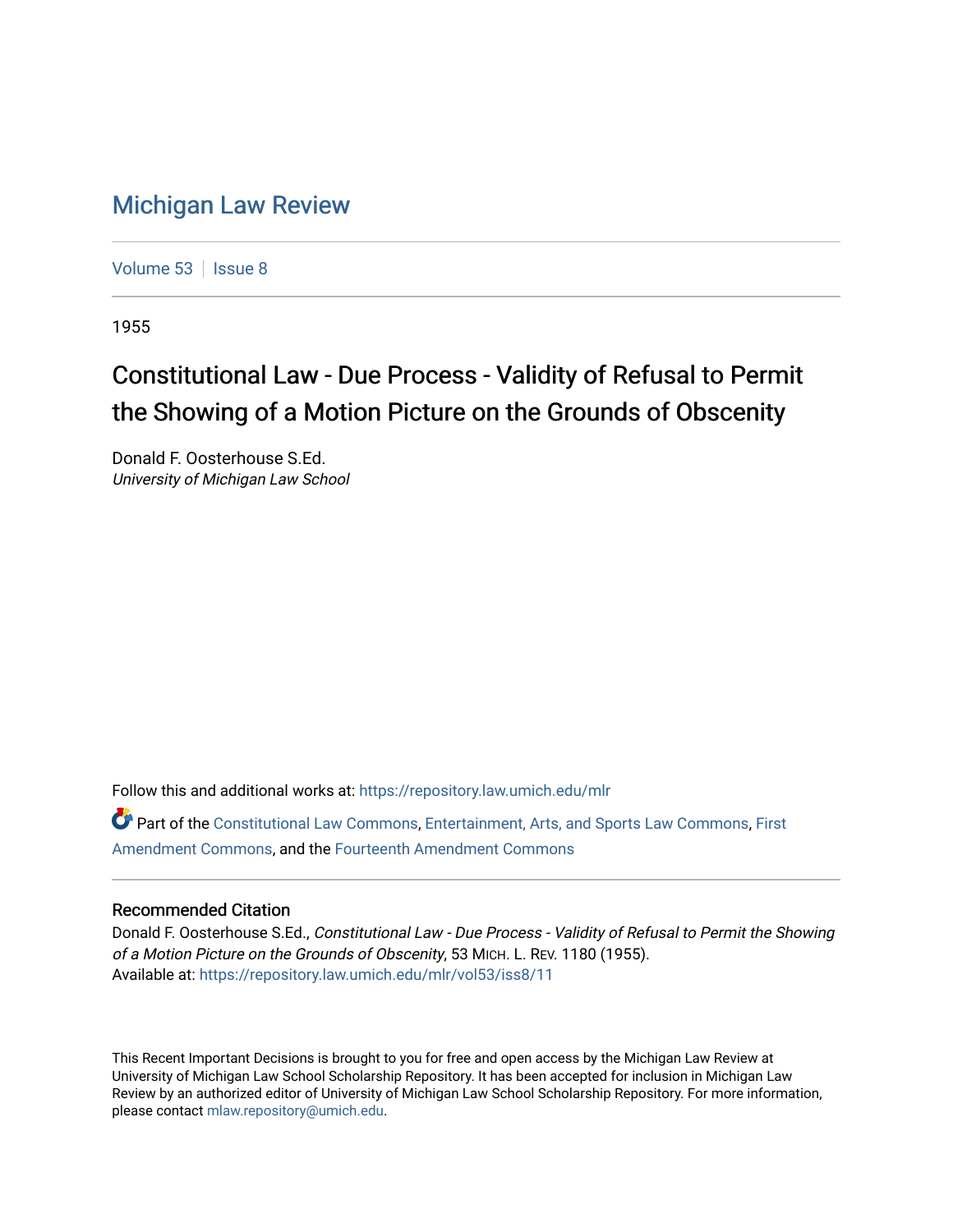# Michigan Law Review

Volume 53 | Issue 8

1955

## Constitutional Law - Due Process - Validity of Refusal to Permit the Showing of a Motion Picture on the Grounds of Obscenity

Donald F. Oosterhouse S.Ed.
*University of Michigan Law School*

Follow this and additional works at: https://repository.law.umich.edu/mlr

Part of the Constitutional Law Commons, Entertainment, Arts, and Sports Law Commons, First Amendment Commons, and the Fourteenth Amendment Commons

### Recommended Citation

Donald F. Oosterhouse S.Ed., *Constitutional Law - Due Process - Validity of Refusal to Permit the Showing of a Motion Picture on the Grounds of Obscenity*, 53 MICH. L. REV. 1180 (1955).
Available at: https://repository.law.umich.edu/mlr/vol53/iss8/11

This Recent Important Decisions is brought to you for free and open access by the Michigan Law Review at University of Michigan Law School Scholarship Repository. It has been accepted for inclusion in Michigan Law Review by an authorized editor of University of Michigan Law School Scholarship Repository. For more information, please contact mlaw.repository@umich.edu.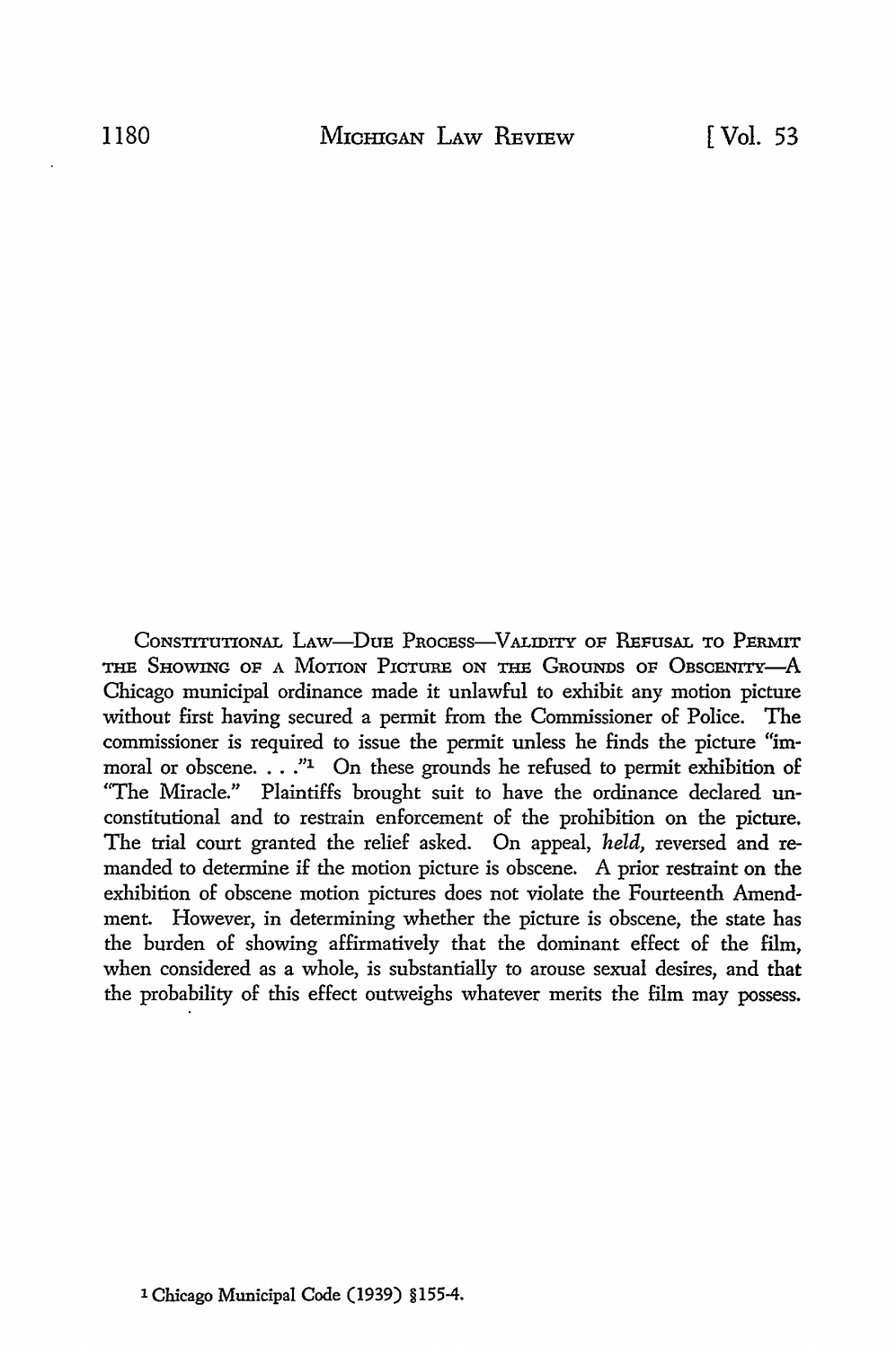CONSTITUTIONAL LAW—DUE PROCESS—VALIDITY OF REFUSAL TO PERMIT THE SHOWING OF A MOTION PICTURE ON THE GROUNDS OF OBSCENITY—A Chicago municipal ordinance made it unlawful to exhibit any motion picture without first having secured a permit from the Commissioner of Police. The commissioner is required to issue the permit unless he finds the picture "immoral or obscene. . . ."[1] On these grounds he refused to permit exhibition of "The Miracle." Plaintiffs brought suit to have the ordinance declared unconstitutional and to restrain enforcement of the prohibition on the picture. The trial court granted the relief asked. On appeal, *held,* reversed and remanded to determine if the motion picture is obscene. A prior restraint on the exhibition of obscene motion pictures does not violate the Fourteenth Amendment. However, in determining whether the picture is obscene, the state has the burden of showing affirmatively that the dominant effect of the film, when considered as a whole, is substantially to arouse sexual desires, and that the probability of this effect outweighs whatever merits the film may possess.

[1] Chicago Municipal Code (1939) §155-4.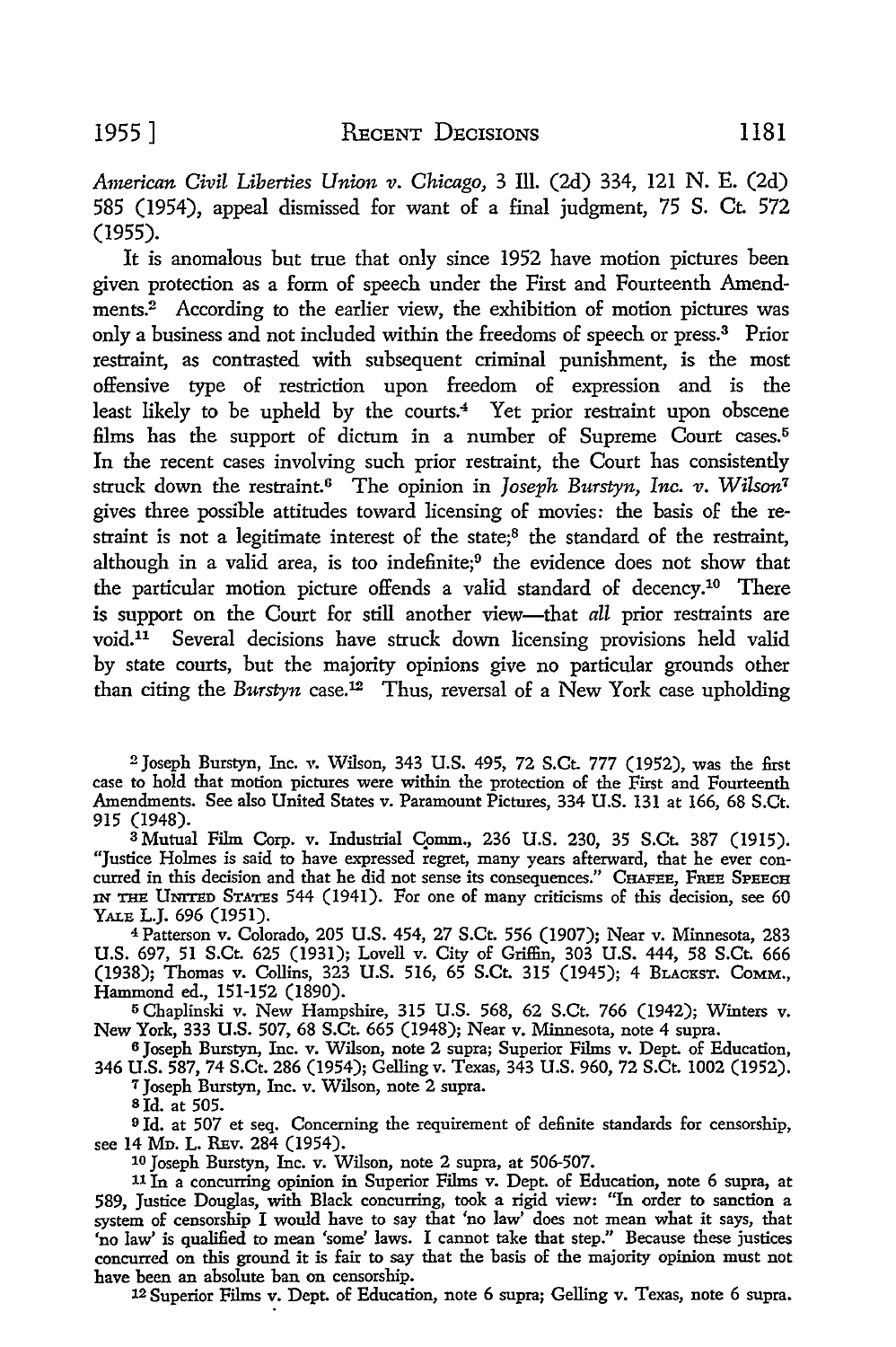*American Civil Liberties Union v. Chicago*, 3 Ill. (2d) 334, 121 N. E. (2d) 585 (1954), appeal dismissed for want of a final judgment, 75 S. Ct. 572 (1955).

It is anomalous but true that only since 1952 have motion pictures been given protection as a form of speech under the First and Fourteenth Amendments.[2] According to the earlier view, the exhibition of motion pictures was only a business and not included within the freedoms of speech or press.[3] Prior restraint, as contrasted with subsequent criminal punishment, is the most offensive type of restriction upon freedom of expression and is the least likely to be upheld by the courts.[4] Yet prior restraint upon obscene films has the support of dictum in a number of Supreme Court cases.[5] In the recent cases involving such prior restraint, the Court has consistently struck down the restraint.[6] The opinion in *Joseph Burstyn, Inc. v. Wilson*[7] gives three possible attitudes toward licensing of movies: the basis of the restraint is not a legitimate interest of the state;[8] the standard of the restraint, although in a valid area, is too indefinite;[9] the evidence does not show that the particular motion picture offends a valid standard of decency.[10] There is support on the Court for still another view—that *all* prior restraints are void.[11] Several decisions have struck down licensing provisions held valid by state courts, but the majority opinions give no particular grounds other than citing the *Burstyn* case.[12] Thus, reversal of a New York case upholding

---

[2] Joseph Burstyn, Inc. v. Wilson, 343 U.S. 495, 72 S.Ct. 777 (1952), was the first case to hold that motion pictures were within the protection of the First and Fourteenth Amendments. See also United States v. Paramount Pictures, 334 U.S. 131 at 166, 68 S.Ct. 915 (1948).

[3] Mutual Film Corp. v. Industrial Comm., 236 U.S. 230, 35 S.Ct. 387 (1915). "Justice Holmes is said to have expressed regret, many years afterward, that he ever concurred in this decision and that he did not sense its consequences." CHAFEE, FREE SPEECH IN THE UNITED STATES 544 (1941). For one of many criticisms of this decision, see 60 YALE L.J. 696 (1951).

[4] Patterson v. Colorado, 205 U.S. 454, 27 S.Ct. 556 (1907); Near v. Minnesota, 283 U.S. 697, 51 S.Ct. 625 (1931); Lovell v. City of Griffin, 303 U.S. 444, 58 S.Ct. 666 (1938); Thomas v. Collins, 323 U.S. 516, 65 S.Ct. 315 (1945); 4 BLACKST. COMM., Hammond ed., 151-152 (1890).

[5] Chaplinski v. New Hampshire, 315 U.S. 568, 62 S.Ct. 766 (1942); Winters v. New York, 333 U.S. 507, 68 S.Ct. 665 (1948); Near v. Minnesota, note 4 supra.

[6] Joseph Burstyn, Inc. v. Wilson, note 2 supra; Superior Films v. Dept. of Education, 346 U.S. 587, 74 S.Ct. 286 (1954); Gelling v. Texas, 343 U.S. 960, 72 S.Ct. 1002 (1952).

[7] Joseph Burstyn, Inc. v. Wilson, note 2 supra.

[8] Id. at 505.

[9] Id. at 507 et seq. Concerning the requirement of definite standards for censorship, see 14 MD. L. REV. 284 (1954).

[10] Joseph Burstyn, Inc. v. Wilson, note 2 supra, at 506-507.

[11] In a concurring opinion in Superior Films v. Dept. of Education, note 6 supra, at 589, Justice Douglas, with Black concurring, took a rigid view: "In order to sanction a system of censorship I would have to say that 'no law' does not mean what it says, that 'no law' is qualified to mean 'some' laws. I cannot take that step." Because these justices concurred on this ground it is fair to say that the basis of the majority opinion must not have been an absolute ban on censorship.

[12] Superior Films v. Dept. of Education, note 6 supra; Gelling v. Texas, note 6 supra.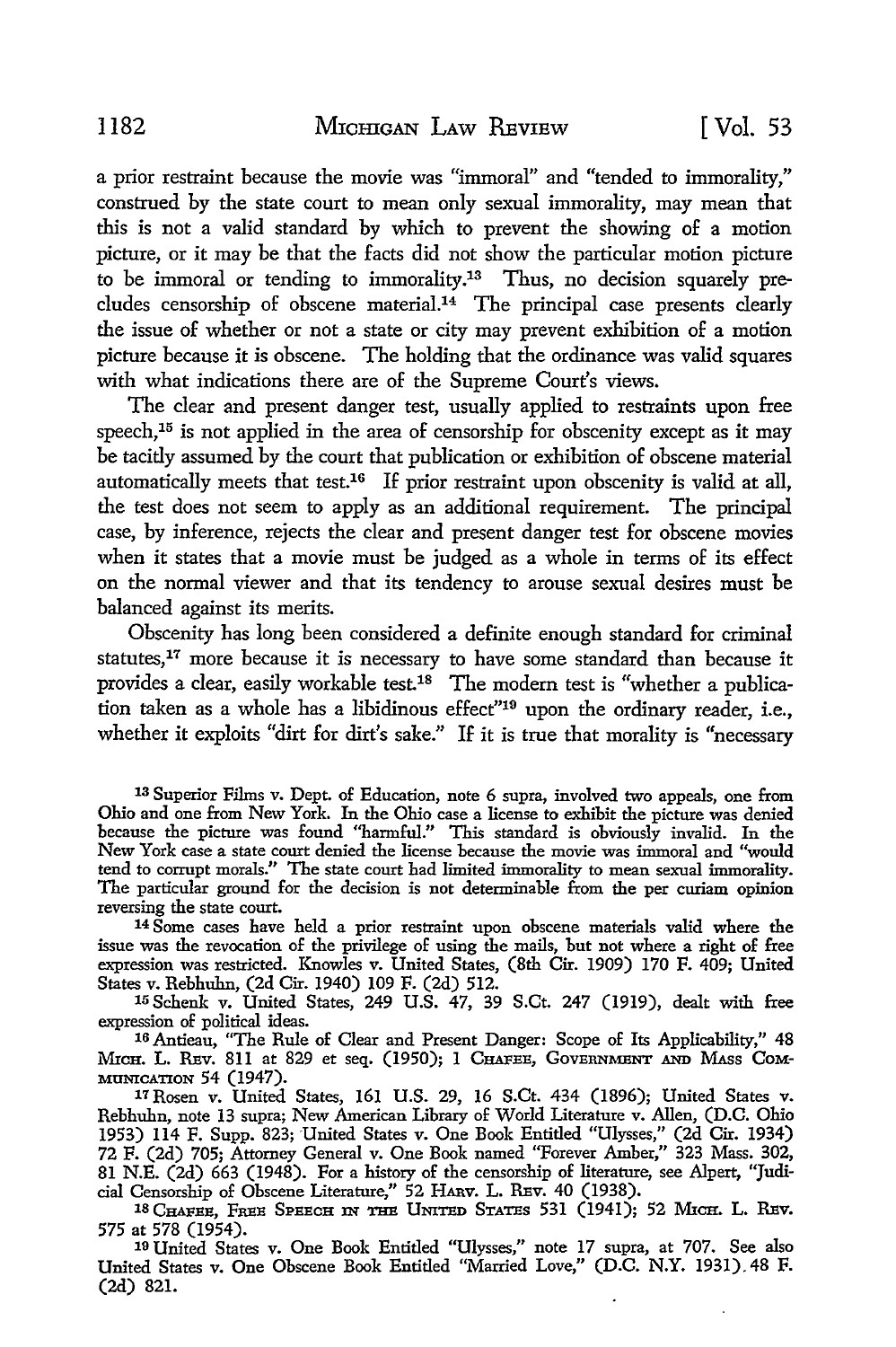a prior restraint because the movie was "immoral" and "tended to immorality," construed by the state court to mean only sexual immorality, may mean that this is not a valid standard by which to prevent the showing of a motion picture, or it may be that the facts did not show the particular motion picture to be immoral or tending to immorality.[13] Thus, no decision squarely precludes censorship of obscene material.[14] The principal case presents clearly the issue of whether or not a state or city may prevent exhibition of a motion picture because it is obscene. The holding that the ordinance was valid squares with what indications there are of the Supreme Court's views.

The clear and present danger test, usually applied to restraints upon free speech,[15] is not applied in the area of censorship for obscenity except as it may be tacitly assumed by the court that publication or exhibition of obscene material automatically meets that test.[16] If prior restraint upon obscenity is valid at all, the test does not seem to apply as an additional requirement. The principal case, by inference, rejects the clear and present danger test for obscene movies when it states that a movie must be judged as a whole in terms of its effect on the normal viewer and that its tendency to arouse sexual desires must be balanced against its merits.

Obscenity has long been considered a definite enough standard for criminal statutes,[17] more because it is necessary to have some standard than because it provides a clear, easily workable test.[18] The modern test is "whether a publication taken as a whole has a libidinous effect"[19] upon the ordinary reader, i.e., whether it exploits "dirt for dirt's sake." If it is true that morality is "necessary

---

[13] Superior Films v. Dept. of Education, note 6 supra, involved two appeals, one from Ohio and one from New York. In the Ohio case a license to exhibit the picture was denied because the picture was found "harmful." This standard is obviously invalid. In the New York case a state court denied the license because the movie was immoral and "would tend to corrupt morals." The state court had limited immorality to mean sexual immorality. The particular ground for the decision is not determinable from the per curiam opinion reversing the state court.

[14] Some cases have held a prior restraint upon obscene materials valid where the issue was the revocation of the privilege of using the mails, but not where a right of free expression was restricted. Knowles v. United States, (8th Cir. 1909) 170 F. 409; United States v. Rebhuhn, (2d Cir. 1940) 109 F. (2d) 512.

[15] Schenk v. United States, 249 U.S. 47, 39 S.Ct. 247 (1919), dealt with free expression of political ideas.

[16] Antieau, "The Rule of Clear and Present Danger: Scope of Its Applicability," 48 MICH. L. REV. 811 at 829 et seq. (1950); 1 CHAFEE, GOVERNMENT AND MASS COMMUNICATION 54 (1947).

[17] Rosen v. United States, 161 U.S. 29, 16 S.Ct. 434 (1896); United States v. Rebhuhn, note 13 supra; New American Library of World Literature v. Allen, (D.C. Ohio 1953) 114 F. Supp. 823; United States v. One Book Entitled "Ulysses," (2d Cir. 1934) 72 F. (2d) 705; Attorney General v. One Book named "Forever Amber," 323 Mass. 302, 81 N.E. (2d) 663 (1948). For a history of the censorship of literature, see Alpert, "Judicial Censorship of Obscene Literature," 52 HARV. L. REV. 40 (1938).

[18] CHAFEE, FREE SPEECH IN THE UNITED STATES 531 (1941); 52 MICH. L. REV. 575 at 578 (1954).

[19] United States v. One Book Entitled "Ulysses," note 17 supra, at 707. See also United States v. One Obscene Book Entitled "Married Love," (D.C. N.Y. 1931) 48 F. (2d) 821.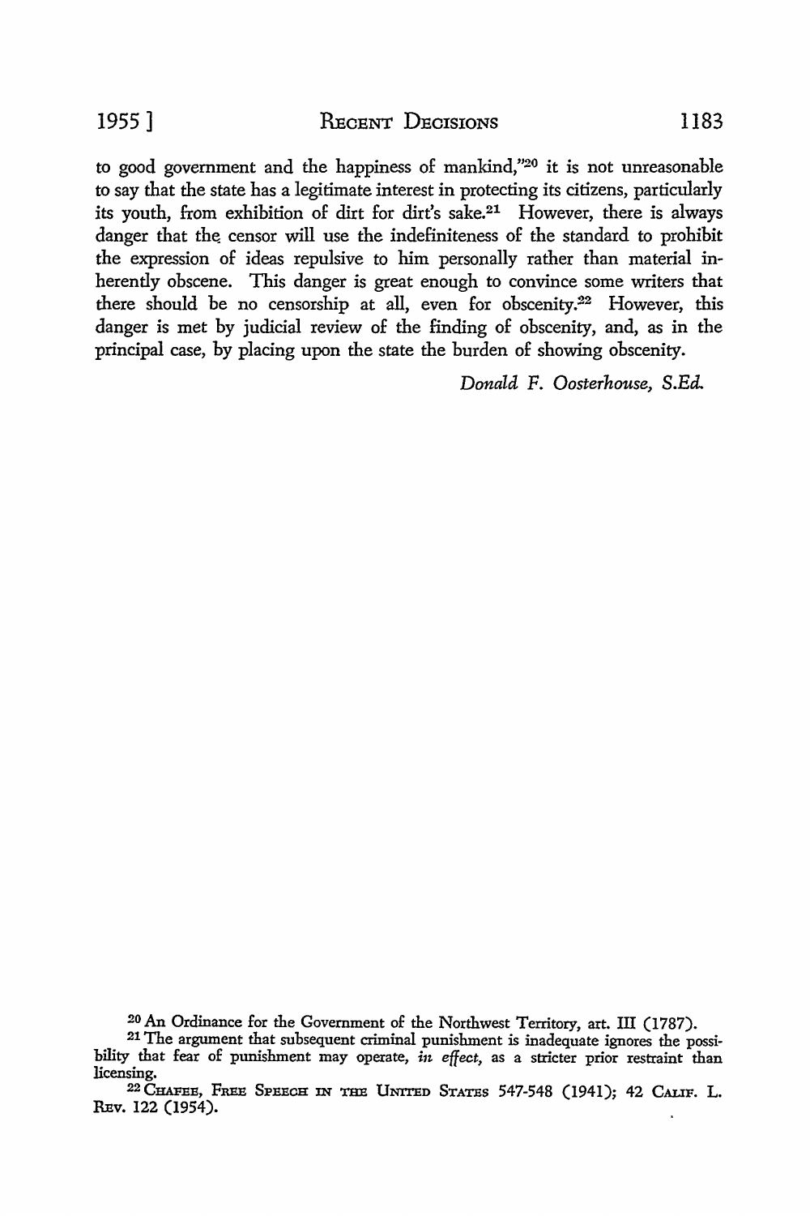to good government and the happiness of mankind,"[20] it is not unreasonable to say that the state has a legitimate interest in protecting its citizens, particularly its youth, from exhibition of dirt for dirt's sake.[21] However, there is always danger that the censor will use the indefiniteness of the standard to prohibit the expression of ideas repulsive to him personally rather than material inherently obscene. This danger is great enough to convince some writers that there should be no censorship at all, even for obscenity.[22] However, this danger is met by judicial review of the finding of obscenity, and, as in the principal case, by placing upon the state the burden of showing obscenity.

*Donald F. Oosterhouse, S.Ed.*

---

[20] An Ordinance for the Government of the Northwest Territory, art. III (1787).

[21] The argument that subsequent criminal punishment is inadequate ignores the possibility that fear of punishment may operate, *in effect*, as a stricter prior restraint than licensing.

[22] CHAFEE, FREE SPEECH IN THE UNITED STATES 547-548 (1941); 42 CALIF. L. REV. 122 (1954).